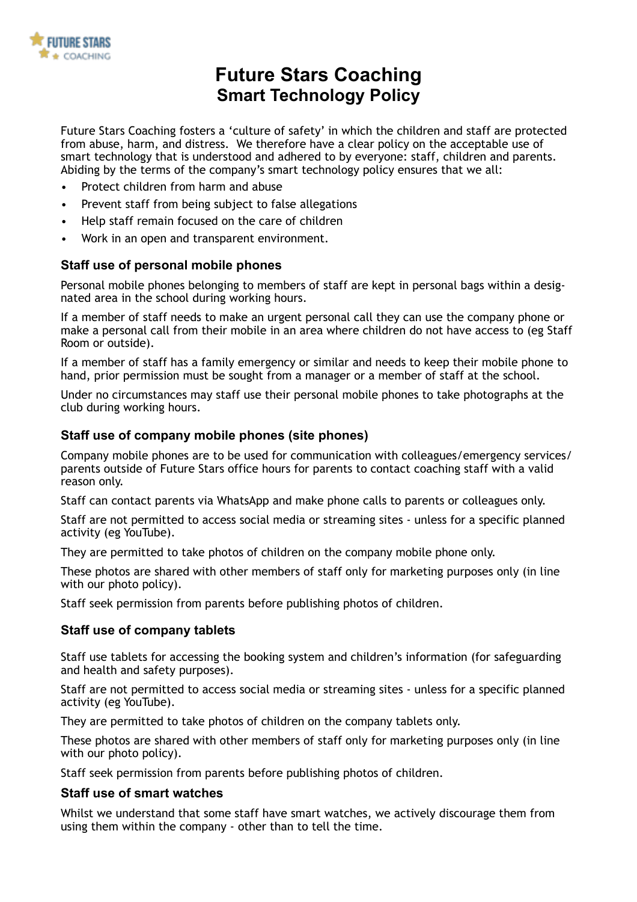# Future Stars Coaching
## Smart Technology Policy

Future Stars Coaching fosters a 'culture of safety' in which the children and staff are protected from abuse, harm, and distress. We therefore have a clear policy on the acceptable use of smart technology that is understood and adhered to by everyone: staff, children and parents. Abiding by the terms of the company's smart technology policy ensures that we all:

- Protect children from harm and abuse
- Prevent staff from being subject to false allegations
- Help staff remain focused on the care of children
- Work in an open and transparent environment.

### Staff use of personal mobile phones

Personal mobile phones belonging to members of staff are kept in personal bags within a designated area in the school during working hours.

If a member of staff needs to make an urgent personal call they can use the company phone or make a personal call from their mobile in an area where children do not have access to (eg Staff Room or outside).

If a member of staff has a family emergency or similar and needs to keep their mobile phone to hand, prior permission must be sought from a manager or a member of staff at the school.

Under no circumstances may staff use their personal mobile phones to take photographs at the club during working hours.

### Staff use of company mobile phones (site phones)

Company mobile phones are to be used for communication with colleagues/emergency services/ parents outside of Future Stars office hours for parents to contact coaching staff with a valid reason only.

Staff can contact parents via WhatsApp and make phone calls to parents or colleagues only.

Staff are not permitted to access social media or streaming sites - unless for a specific planned activity (eg YouTube).

They are permitted to take photos of children on the company mobile phone only.

These photos are shared with other members of staff only for marketing purposes only (in line with our photo policy).

Staff seek permission from parents before publishing photos of children.

### Staff use of company tablets

Staff use tablets for accessing the booking system and children's information (for safeguarding and health and safety purposes).

Staff are not permitted to access social media or streaming sites - unless for a specific planned activity (eg YouTube).

They are permitted to take photos of children on the company tablets only.

These photos are shared with other members of staff only for marketing purposes only (in line with our photo policy).

Staff seek permission from parents before publishing photos of children.

### Staff use of smart watches

Whilst we understand that some staff have smart watches, we actively discourage them from using them within the company - other than to tell the time.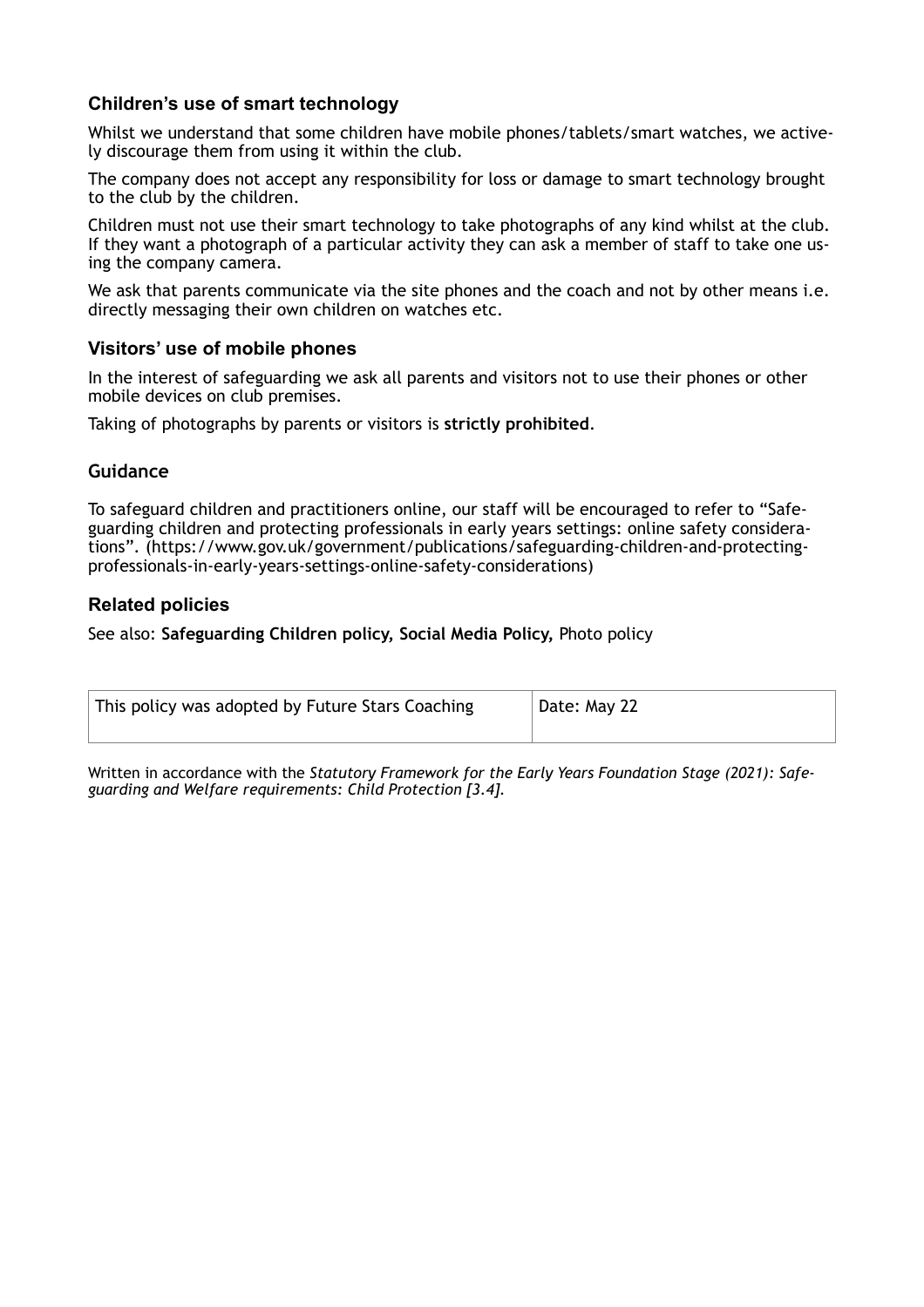### Children's use of smart technology

Whilst we understand that some children have mobile phones/tablets/smart watches, we actively discourage them from using it within the club.

The company does not accept any responsibility for loss or damage to smart technology brought to the club by the children.

Children must not use their smart technology to take photographs of any kind whilst at the club. If they want a photograph of a particular activity they can ask a member of staff to take one using the company camera.

We ask that parents communicate via the site phones and the coach and not by other means i.e. directly messaging their own children on watches etc.

### Visitors' use of mobile phones

In the interest of safeguarding we ask all parents and visitors not to use their phones or other mobile devices on club premises.

Taking of photographs by parents or visitors is **strictly prohibited**.

### Guidance

To safeguard children and practitioners online, our staff will be encouraged to refer to "Safeguarding children and protecting professionals in early years settings: online safety considerations". (https://www.gov.uk/government/publications/safeguarding-children-and-protecting-professionals-in-early-years-settings-online-safety-considerations)

### Related policies

See also: **Safeguarding Children policy, Social Media Policy,** Photo policy

| | |
|---|---|
| This policy was adopted by Future Stars Coaching | Date: May 22 |

Written in accordance with the *Statutory Framework for the Early Years Foundation Stage (2021): Safeguarding and Welfare requirements: Child Protection [3.4].*